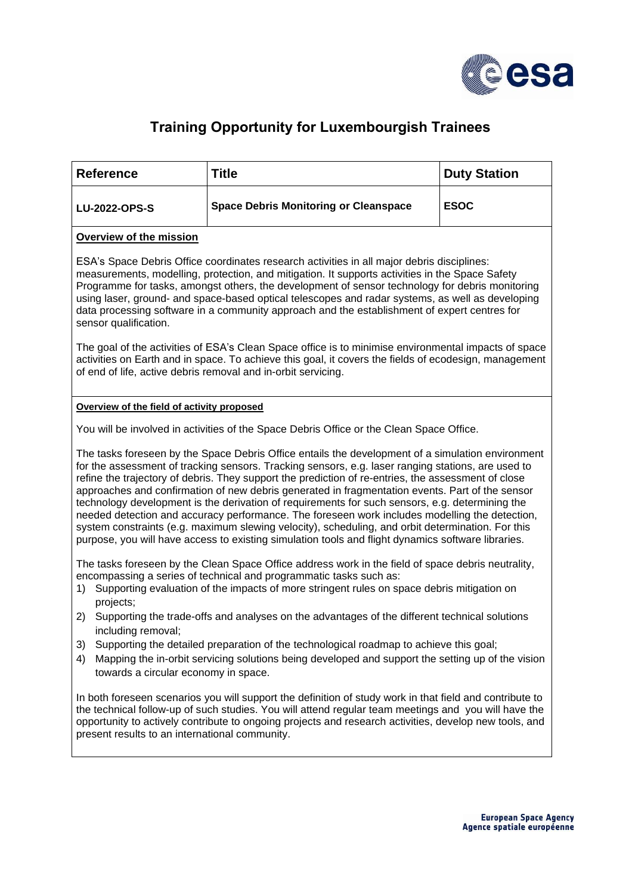# Training Opportunity for Luxembourgish Trainees

| Reference | Title | Duty Station |
| --- | --- | --- |
| **LU-2022-OPS-S** | **Space Debris Monitoring or Cleanspace** | **ESOC** |

**Overview of the mission**

ESA's Space Debris Office coordinates research activities in all major debris disciplines: measurements, modelling, protection, and mitigation. It supports activities in the Space Safety Programme for tasks, amongst others, the development of sensor technology for debris monitoring using laser, ground- and space-based optical telescopes and radar systems, as well as developing data processing software in a community approach and the establishment of expert centres for sensor qualification.

The goal of the activities of ESA's Clean Space office is to minimise environmental impacts of space activities on Earth and in space. To achieve this goal, it covers the fields of ecodesign, management of end of life, active debris removal and in-orbit servicing.

**Overview of the field of activity proposed**

You will be involved in activities of the Space Debris Office or the Clean Space Office.

The tasks foreseen by the Space Debris Office entails the development of a simulation environment for the assessment of tracking sensors. Tracking sensors, e.g. laser ranging stations, are used to refine the trajectory of debris. They support the prediction of re-entries, the assessment of close approaches and confirmation of new debris generated in fragmentation events. Part of the sensor technology development is the derivation of requirements for such sensors, e.g. determining the needed detection and accuracy performance. The foreseen work includes modelling the detection, system constraints (e.g. maximum slewing velocity), scheduling, and orbit determination. For this purpose, you will have access to existing simulation tools and flight dynamics software libraries.

The tasks foreseen by the Clean Space Office address work in the field of space debris neutrality, encompassing a series of technical and programmatic tasks such as:

1) Supporting evaluation of the impacts of more stringent rules on space debris mitigation on projects;
2) Supporting the trade-offs and analyses on the advantages of the different technical solutions including removal;
3) Supporting the detailed preparation of the technological roadmap to achieve this goal;
4) Mapping the in-orbit servicing solutions being developed and support the setting up of the vision towards a circular economy in space.

In both foreseen scenarios you will support the definition of study work in that field and contribute to the technical follow-up of such studies. You will attend regular team meetings and you will have the opportunity to actively contribute to ongoing projects and research activities, develop new tools, and present results to an international community.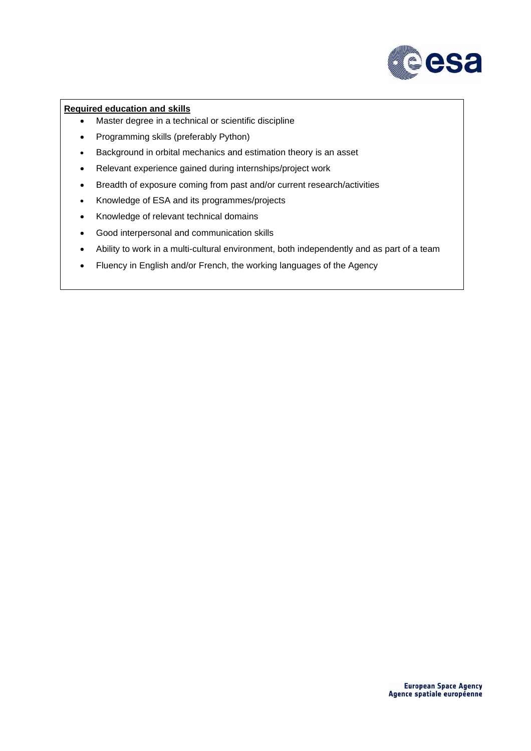**Required education and skills**

- Master degree in a technical or scientific discipline
- Programming skills (preferably Python)
- Background in orbital mechanics and estimation theory is an asset
- Relevant experience gained during internships/project work
- Breadth of exposure coming from past and/or current research/activities
- Knowledge of ESA and its programmes/projects
- Knowledge of relevant technical domains
- Good interpersonal and communication skills
- Ability to work in a multi-cultural environment, both independently and as part of a team
- Fluency in English and/or French, the working languages of the Agency